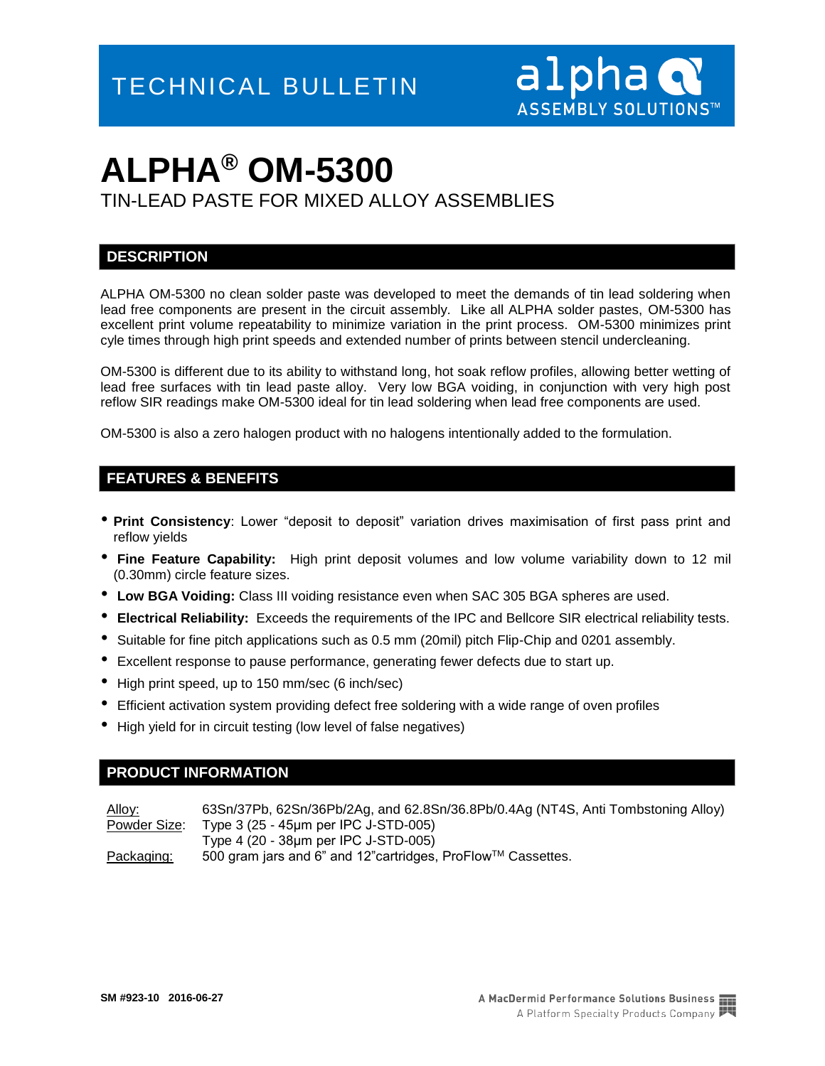TECHNICAL BULLETIN

# ALPHA® OM-5300

TIN-LEAD PASTE FOR MIXED ALLOY ASSEMBLIES

## DESCRIPTION

ALPHA OM-5300 no clean solder paste was developed to meet the demands of tin lead soldering when lead free components are present in the circuit assembly. Like all ALPHA solder pastes, OM-5300 has excellent print volume repeatability to minimize variation in the print process. OM-5300 minimizes print cyle times through high print speeds and extended number of prints between stencil undercleaning.

OM-5300 is different due to its ability to withstand long, hot soak reflow profiles, allowing better wetting of lead free surfaces with tin lead paste alloy. Very low BGA voiding, in conjunction with very high post reflow SIR readings make OM-5300 ideal for tin lead soldering when lead free components are used.

OM-5300 is also a zero halogen product with no halogens intentionally added to the formulation.

## FEATURES & BENEFITS

- **Print Consistency**: Lower "deposit to deposit" variation drives maximisation of first pass print and reflow yields
- **Fine Feature Capability:** High print deposit volumes and low volume variability down to 12 mil (0.30mm) circle feature sizes.
- **Low BGA Voiding:** Class III voiding resistance even when SAC 305 BGA spheres are used.
- **Electrical Reliability:** Exceeds the requirements of the IPC and Bellcore SIR electrical reliability tests.
- Suitable for fine pitch applications such as 0.5 mm (20mil) pitch Flip-Chip and 0201 assembly.
- Excellent response to pause performance, generating fewer defects due to start up.
- High print speed, up to 150 mm/sec (6 inch/sec)
- Efficient activation system providing defect free soldering with a wide range of oven profiles
- High yield for in circuit testing (low level of false negatives)

## PRODUCT INFORMATION

Alloy: 63Sn/37Pb, 62Sn/36Pb/2Ag, and 62.8Sn/36.8Pb/0.4Ag (NT4S, Anti Tombstoning Alloy)

Powder Size: Type 3 (25 - 45µm per IPC J-STD-005)
Type 4 (20 - 38µm per IPC J-STD-005)

Packaging: 500 gram jars and 6" and 12"cartridges, ProFlow™ Cassettes.

SM #923-10 2016-06-27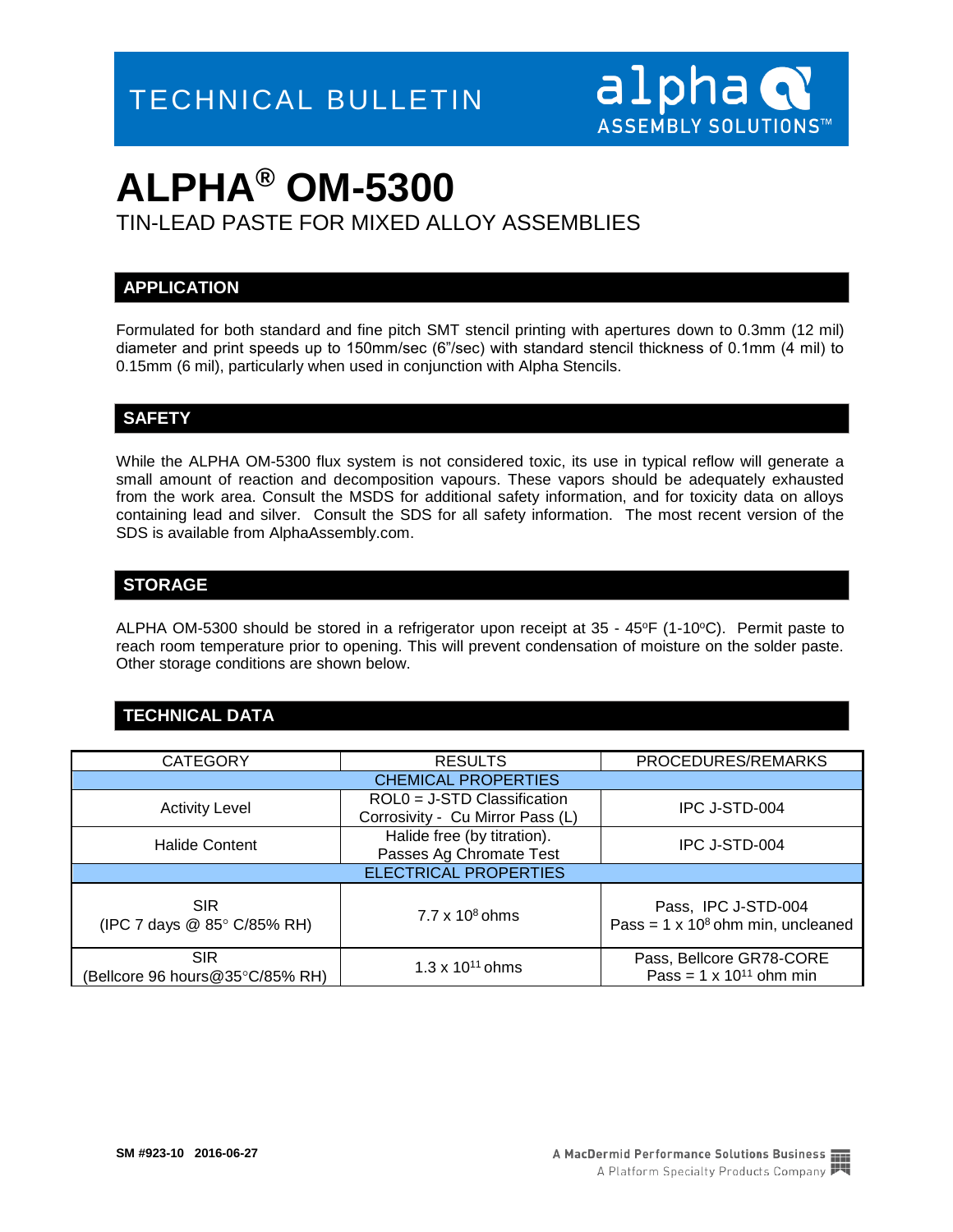# ALPHA® OM-5300

TIN-LEAD PASTE FOR MIXED ALLOY ASSEMBLIES

## APPLICATION

Formulated for both standard and fine pitch SMT stencil printing with apertures down to 0.3mm (12 mil) diameter and print speeds up to 150mm/sec (6"/sec) with standard stencil thickness of 0.1mm (4 mil) to 0.15mm (6 mil), particularly when used in conjunction with Alpha Stencils.

## SAFETY

While the ALPHA OM-5300 flux system is not considered toxic, its use in typical reflow will generate a small amount of reaction and decomposition vapours. These vapors should be adequately exhausted from the work area. Consult the MSDS for additional safety information, and for toxicity data on alloys containing lead and silver. Consult the SDS for all safety information. The most recent version of the SDS is available from AlphaAssembly.com.

## STORAGE

ALPHA OM-5300 should be stored in a refrigerator upon receipt at 35 - 45°F (1-10°C). Permit paste to reach room temperature prior to opening. This will prevent condensation of moisture on the solder paste. Other storage conditions are shown below.

## TECHNICAL DATA

| CATEGORY | RESULTS | PROCEDURES/REMARKS |
|---|---|---|
| CHEMICAL PROPERTIES | | |
| Activity Level | ROL0 = J-STD Classification<br>Corrosivity - Cu Mirror Pass (L) | IPC J-STD-004 |
| Halide Content | Halide free (by titration).<br>Passes Ag Chromate Test | IPC J-STD-004 |
| ELECTRICAL PROPERTIES | | |
| SIR<br>(IPC 7 days @ 85° C/85% RH) | $7.7 \times 10^8$ ohms | Pass, IPC J-STD-004<br>Pass = $1 \times 10^8$ ohm min, uncleaned |
| SIR<br>(Bellcore 96 hours@35°C/85% RH) | $1.3 \times 10^{11}$ ohms | Pass, Bellcore GR78-CORE<br>Pass = $1 \times 10^{11}$ ohm min |

SM #923-10 2016-06-27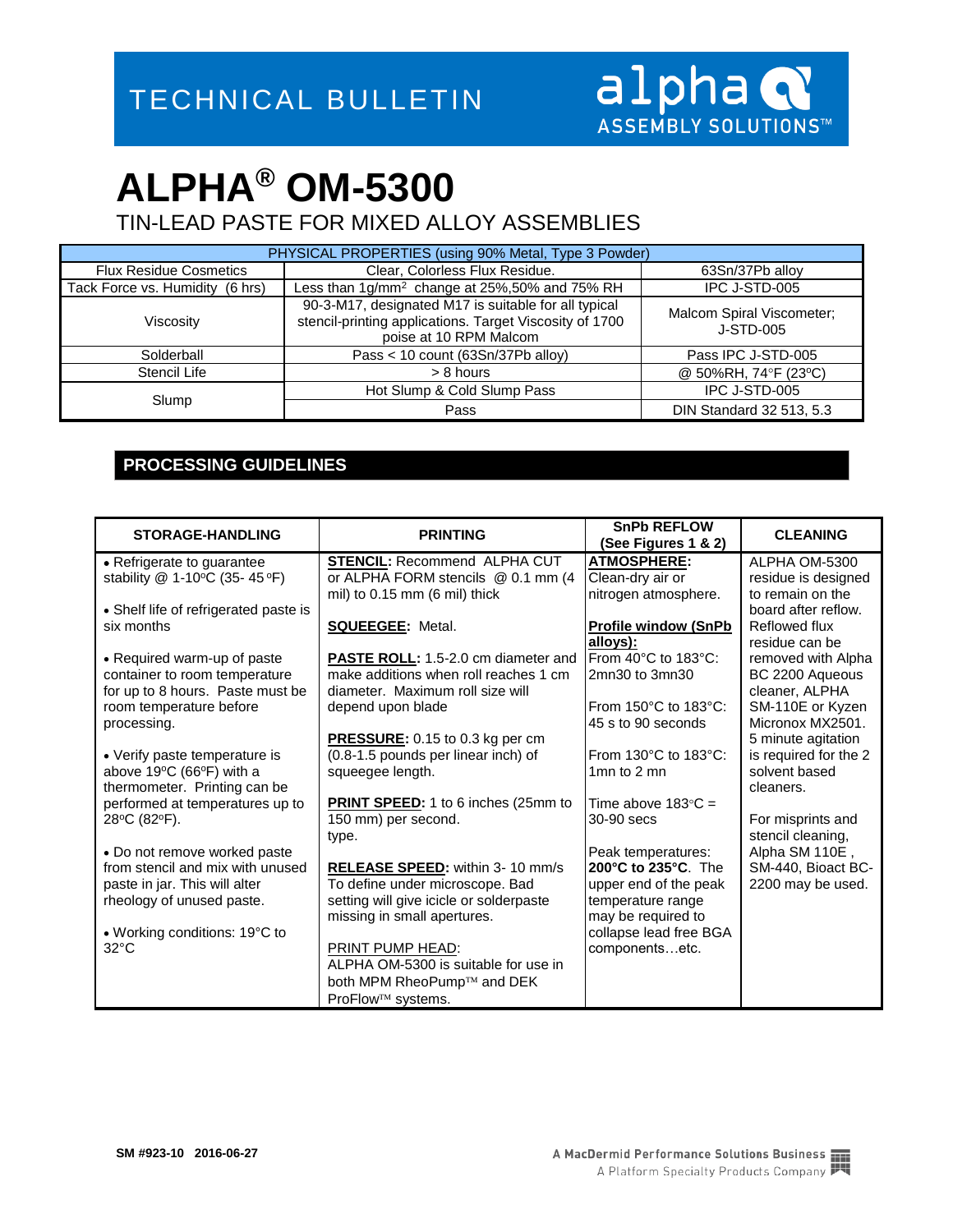# TECHNICAL BULLETIN

# ALPHA® OM-5300

## TIN-LEAD PASTE FOR MIXED ALLOY ASSEMBLIES

| PHYSICAL PROPERTIES (using 90% Metal, Type 3 Powder) | | |
|---|---|---|
| Flux Residue Cosmetics | Clear, Colorless Flux Residue. | 63Sn/37Pb alloy |
| Tack Force vs. Humidity (6 hrs) | Less than 1g/mm$^2$ change at 25%,50% and 75% RH | IPC J-STD-005 |
| Viscosity | 90-3-M17, designated M17 is suitable for all typical stencil-printing applications. Target Viscosity of 1700 poise at 10 RPM Malcom | Malcom Spiral Viscometer; J-STD-005 |
| Solderball | Pass < 10 count (63Sn/37Pb alloy) | Pass IPC J-STD-005 |
| Stencil Life | > 8 hours | @ 50%RH, 74°F (23ºC) |
| Slump | Hot Slump & Cold Slump Pass | IPC J-STD-005 |
| | Pass | DIN Standard 32 513, 5.3 |

## PROCESSING GUIDELINES

| STORAGE-HANDLING | PRINTING | SnPb REFLOW (See Figures 1 & 2) | CLEANING |
|---|---|---|---|
| • Refrigerate to guarantee stability @ 1-10ºC (35- 45ºF)<br><br>• Shelf life of refrigerated paste is six months<br><br>• Required warm-up of paste container to room temperature for up to 8 hours. Paste must be room temperature before processing.<br><br>• Verify paste temperature is above 19ºC (66ºF) with a thermometer. Printing can be performed at temperatures up to 28ºC (82ºF).<br><br>• Do not remove worked paste from stencil and mix with unused paste in jar. This will alter rheology of unused paste.<br><br>• Working conditions: 19°C to 32°C | **STENCIL:** Recommend ALPHA CUT or ALPHA FORM stencils @ 0.1 mm (4 mil) to 0.15 mm (6 mil) thick<br><br>**SQUEEGEE:** Metal.<br><br>**PASTE ROLL:** 1.5-2.0 cm diameter and make additions when roll reaches 1 cm diameter. Maximum roll size will depend upon blade<br><br>**PRESSURE:** 0.15 to 0.3 kg per cm (0.8-1.5 pounds per linear inch) of squeegee length.<br><br>**PRINT SPEED:** 1 to 6 inches (25mm to 150 mm) per second. type.<br><br>**RELEASE SPEED:** within 3- 10 mm/s To define under microscope. Bad setting will give icicle or solderpaste missing in small apertures.<br><br>PRINT PUMP HEAD:<br>ALPHA OM-5300 is suitable for use in both MPM RheoPump™ and DEK ProFlow™ systems. | **ATMOSPHERE:**<br>Clean-dry air or nitrogen atmosphere.<br><br>**Profile window (SnPb alloys):**<br>From 40°C to 183°C: 2mn30 to 3mn30<br><br>From 150°C to 183°C: 45 s to 90 seconds<br><br>From 130°C to 183°C: 1mn to 2 mn<br><br>Time above 183°C = 30-90 secs<br><br>Peak temperatures: **200°C to 235°C**. The upper end of the peak temperature range may be required to collapse lead free BGA components…etc. | ALPHA OM-5300 residue is designed to remain on the board after reflow. Reflowed flux residue can be removed with Alpha BC 2200 Aqueous cleaner, ALPHA SM-110E or Kyzen Micronox MX2501. 5 minute agitation is required for the 2 solvent based cleaners.<br><br>For misprints and stencil cleaning, Alpha SM 110E , SM-440, Bioact BC-2200 may be used. |

SM #923-10 2016-06-27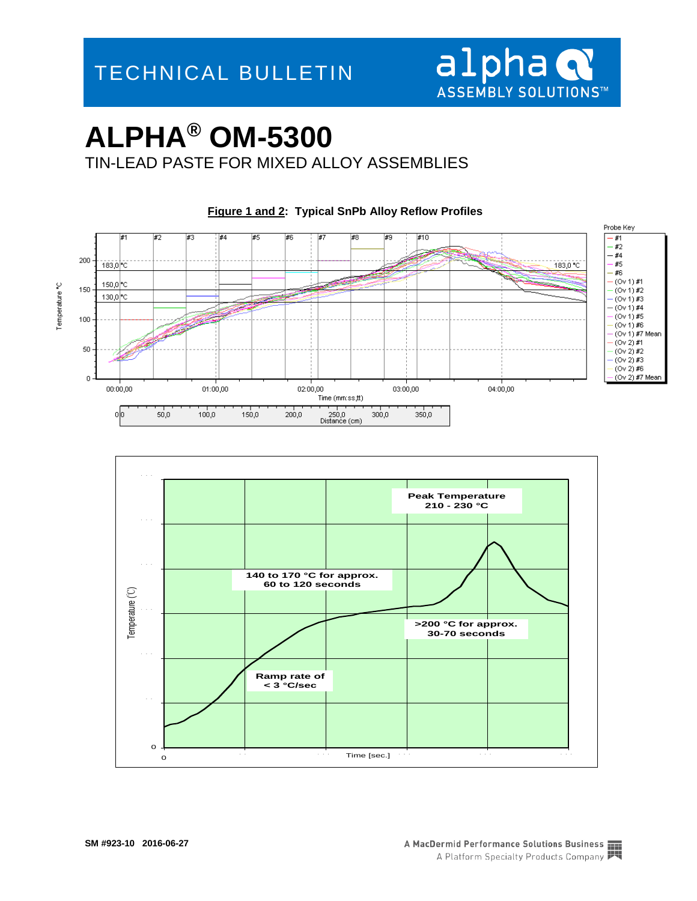# ALPHA® OM-5300

TIN-LEAD PASTE FOR MIXED ALLOY ASSEMBLIES

**Figure 1 and 2: Typical SnPb Alloy Reflow Profiles**

Peak Temperature 210 - 230 °C

140 to 170 °C for approx. 60 to 120 seconds

>200 °C for approx. 30-70 seconds

Ramp rate of < 3 °C/sec

SM #923-10 2016-06-27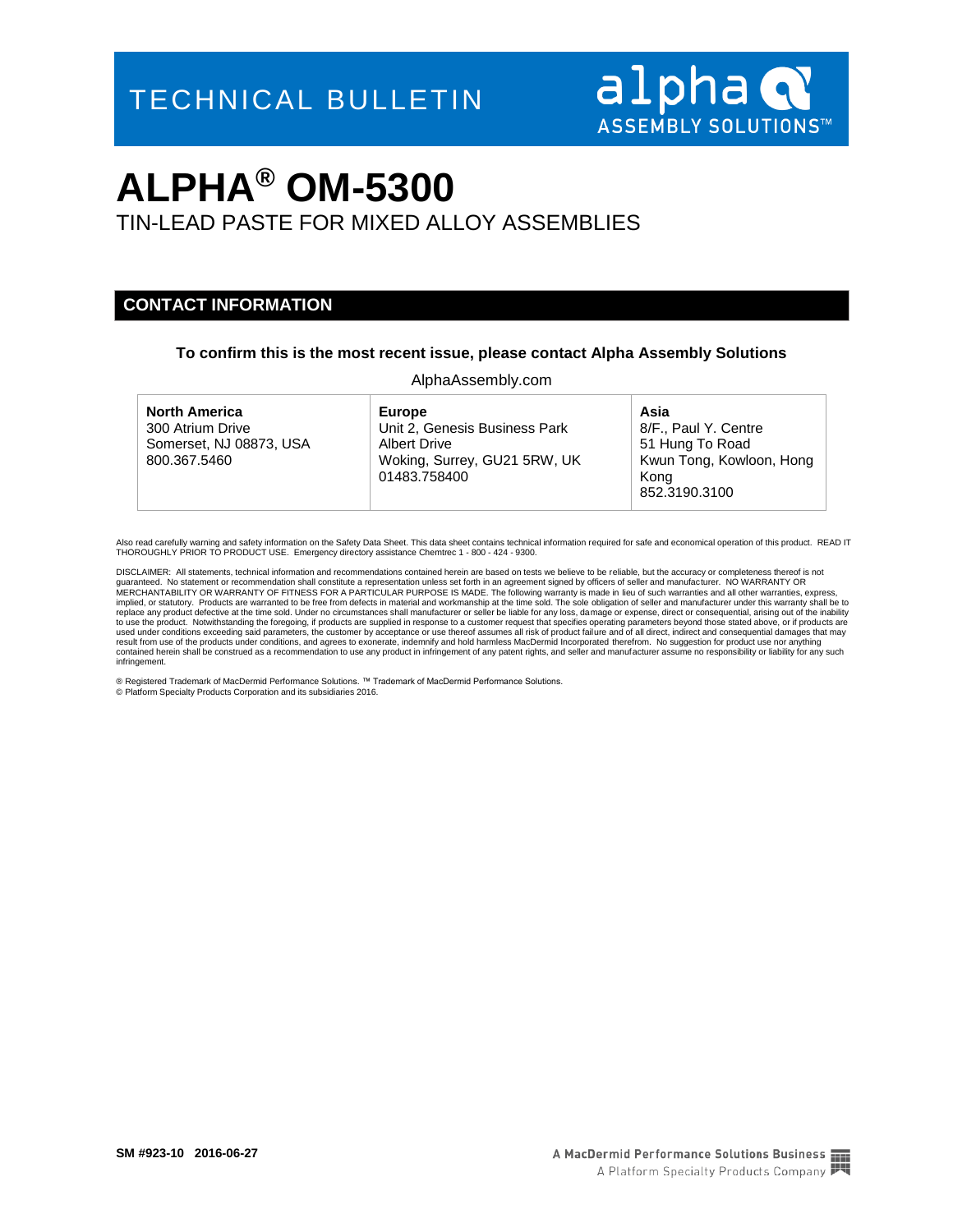TECHNICAL BULLETIN

# ALPHA® OM-5300

TIN-LEAD PASTE FOR MIXED ALLOY ASSEMBLIES

## CONTACT INFORMATION

**To confirm this is the most recent issue, please contact Alpha Assembly Solutions**

AlphaAssembly.com

| | | |
|---|---|---|
| **North America**<br>300 Atrium Drive<br>Somerset, NJ 08873, USA<br>800.367.5460 | **Europe**<br>Unit 2, Genesis Business Park<br>Albert Drive<br>Woking, Surrey, GU21 5RW, UK<br>01483.758400 | **Asia**<br>8/F., Paul Y. Centre<br>51 Hung To Road<br>Kwun Tong, Kowloon, Hong Kong<br>852.3190.3100 |

Also read carefully warning and safety information on the Safety Data Sheet. This data sheet contains technical information required for safe and economical operation of this product. READ IT THOROUGHLY PRIOR TO PRODUCT USE. Emergency directory assistance Chemtrec 1 - 800 - 424 - 9300.

DISCLAIMER: All statements, technical information and recommendations contained herein are based on tests we believe to be reliable, but the accuracy or completeness thereof is not guaranteed. No statement or recommendation shall constitute a representation unless set forth in an agreement signed by officers of seller and manufacturer. NO WARRANTY OR MERCHANTABILITY OR WARRANTY OF FITNESS FOR A PARTICULAR PURPOSE IS MADE. The following warranty is made in lieu of such warranties and all other warranties, express, implied, or statutory. Products are warranted to be free from defects in material and workmanship at the time sold. The sole obligation of seller and manufacturer under this warranty shall be to replace any product defective at the time sold. Under no circumstances shall manufacturer or seller be liable for any loss, damage or expense, direct or consequential, arising out of the inability to use the product. Notwithstanding the foregoing, if products are supplied in response to a customer request that specifies operating parameters beyond those stated above, or if products are used under conditions exceeding said parameters, the customer by acceptance or use thereof assumes all risk of product failure and of all direct, indirect and consequential damages that may result from use of the products under conditions, and agrees to exonerate, indemnify and hold harmless MacDermid Incorporated therefrom. No suggestion for product use nor anything contained herein shall be construed as a recommendation to use any product in infringement of any patent rights, and seller and manufacturer assume no responsibility or liability for any such infringement.

® Registered Trademark of MacDermid Performance Solutions. ™ Trademark of MacDermid Performance Solutions.
© Platform Specialty Products Corporation and its subsidiaries 2016.

**SM #923-10 2016-06-27**

A MacDermid Performance Solutions Business
A Platform Specialty Products Company